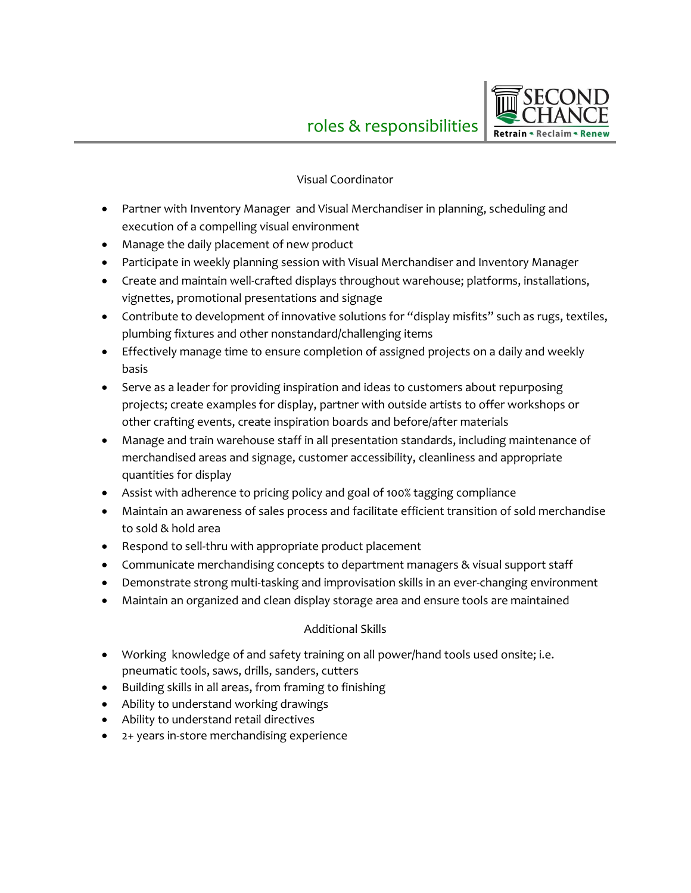# roles & responsibilities

## Visual Coordinator

- Partner with Inventory Manager and Visual Merchandiser in planning, scheduling and execution of a compelling visual environment
- Manage the daily placement of new product
- Participate in weekly planning session with Visual Merchandiser and Inventory Manager
- Create and maintain well-crafted displays throughout warehouse; platforms, installations, vignettes, promotional presentations and signage
- Contribute to development of innovative solutions for "display misfits" such as rugs, textiles, plumbing fixtures and other nonstandard/challenging items
- Effectively manage time to ensure completion of assigned projects on a daily and weekly basis
- Serve as a leader for providing inspiration and ideas to customers about repurposing projects; create examples for display, partner with outside artists to offer workshops or other crafting events, create inspiration boards and before/after materials
- Manage and train warehouse staff in all presentation standards, including maintenance of merchandised areas and signage, customer accessibility, cleanliness and appropriate quantities for display
- Assist with adherence to pricing policy and goal of 100% tagging compliance
- Maintain an awareness of sales process and facilitate efficient transition of sold merchandise to sold & hold area
- Respond to sell-thru with appropriate product placement
- Communicate merchandising concepts to department managers & visual support staff
- Demonstrate strong multi-tasking and improvisation skills in an ever-changing environment
- Maintain an organized and clean display storage area and ensure tools are maintained

## Additional Skills

- Working knowledge of and safety training on all power/hand tools used onsite; i.e. pneumatic tools, saws, drills, sanders, cutters
- Building skills in all areas, from framing to finishing
- Ability to understand working drawings
- Ability to understand retail directives
- 2+ years in-store merchandising experience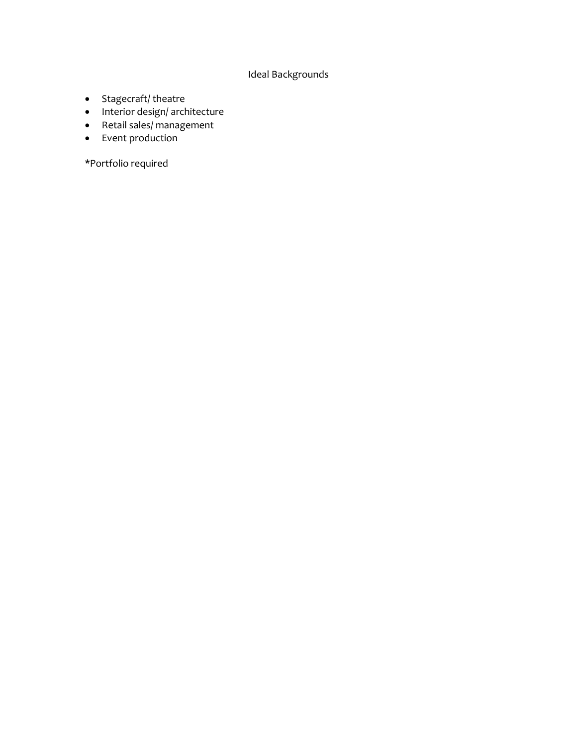## Ideal Backgrounds

- Stagecraft/ theatre
- Interior design/ architecture
- Retail sales/ management
- Event production

*Portfolio required